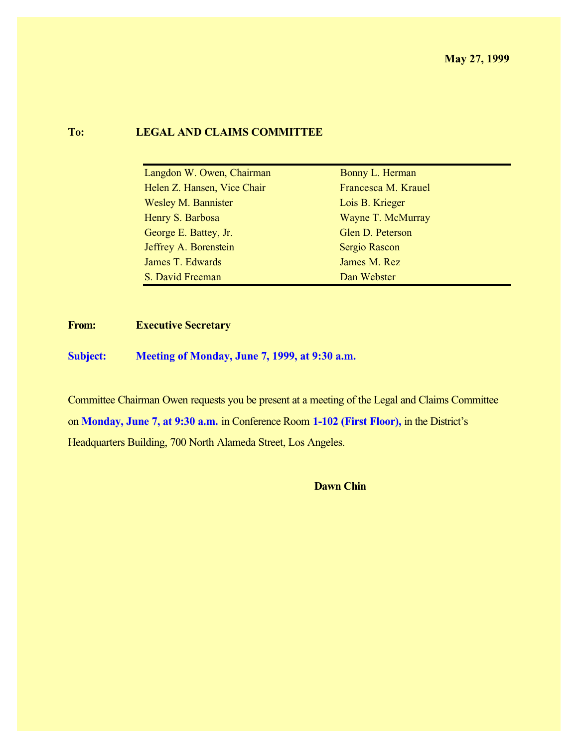**May 27, 1999**

**To:** **LEGAL AND CLAIMS COMMITTEE**

| | |
|---|---|
| Langdon W. Owen, Chairman | Bonny L. Herman |
| Helen Z. Hansen, Vice Chair | Francesca M. Krauel |
| Wesley M. Bannister | Lois B. Krieger |
| Henry S. Barbosa | Wayne T. McMurray |
| George E. Battey, Jr. | Glen D. Peterson |
| Jeffrey A. Borenstein | Sergio Rascon |
| James T. Edwards | James M. Rez |
| S. David Freeman | Dan Webster |

**From:** **Executive Secretary**

**Subject:** **Meeting of Monday, June 7, 1999, at 9:30 a.m.**

Committee Chairman Owen requests you be present at a meeting of the Legal and Claims Committee on **Monday, June 7, at 9:30 a.m.** in Conference Room **1-102 (First Floor),** in the District's Headquarters Building, 700 North Alameda Street, Los Angeles.

**Dawn Chin**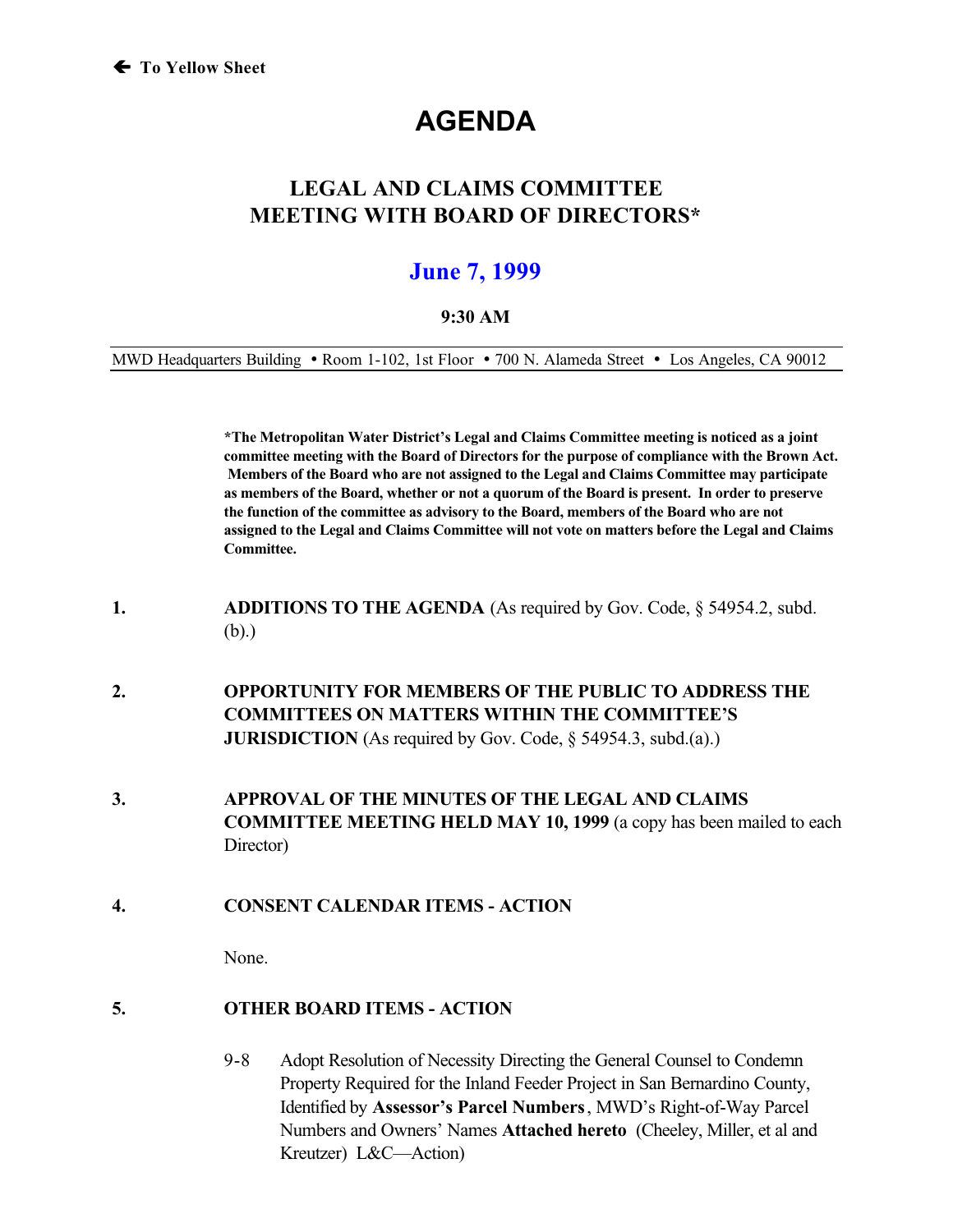🡐 To Yellow Sheet

# AGENDA

## LEGAL AND CLAIMS COMMITTEE MEETING WITH BOARD OF DIRECTORS*

## June 7, 1999

**9:30 AM**

MWD Headquarters Building • Room 1-102, 1st Floor • 700 N. Alameda Street • Los Angeles, CA 90012

---

**\*The Metropolitan Water District's Legal and Claims Committee meeting is noticed as a joint committee meeting with the Board of Directors for the purpose of compliance with the Brown Act. Members of the Board who are not assigned to the Legal and Claims Committee may participate as members of the Board, whether or not a quorum of the Board is present. In order to preserve the function of the committee as advisory to the Board, members of the Board who are not assigned to the Legal and Claims Committee will not vote on matters before the Legal and Claims Committee.**

1. **ADDITIONS TO THE AGENDA** (As required by Gov. Code, § 54954.2, subd. (b).)

2. **OPPORTUNITY FOR MEMBERS OF THE PUBLIC TO ADDRESS THE COMMITTEES ON MATTERS WITHIN THE COMMITTEE'S JURISDICTION** (As required by Gov. Code, § 54954.3, subd.(a).)

3. **APPROVAL OF THE MINUTES OF THE LEGAL AND CLAIMS COMMITTEE MEETING HELD MAY 10, 1999** (a copy has been mailed to each Director)

4. **CONSENT CALENDAR ITEMS - ACTION**

   None.

5. **OTHER BOARD ITEMS - ACTION**

   9-8 Adopt Resolution of Necessity Directing the General Counsel to Condemn Property Required for the Inland Feeder Project in San Bernardino County, Identified by **Assessor's Parcel Numbers**, MWD's Right-of-Way Parcel Numbers and Owners' Names **Attached hereto** (Cheeley, Miller, et al and Kreutzer) L&C—Action)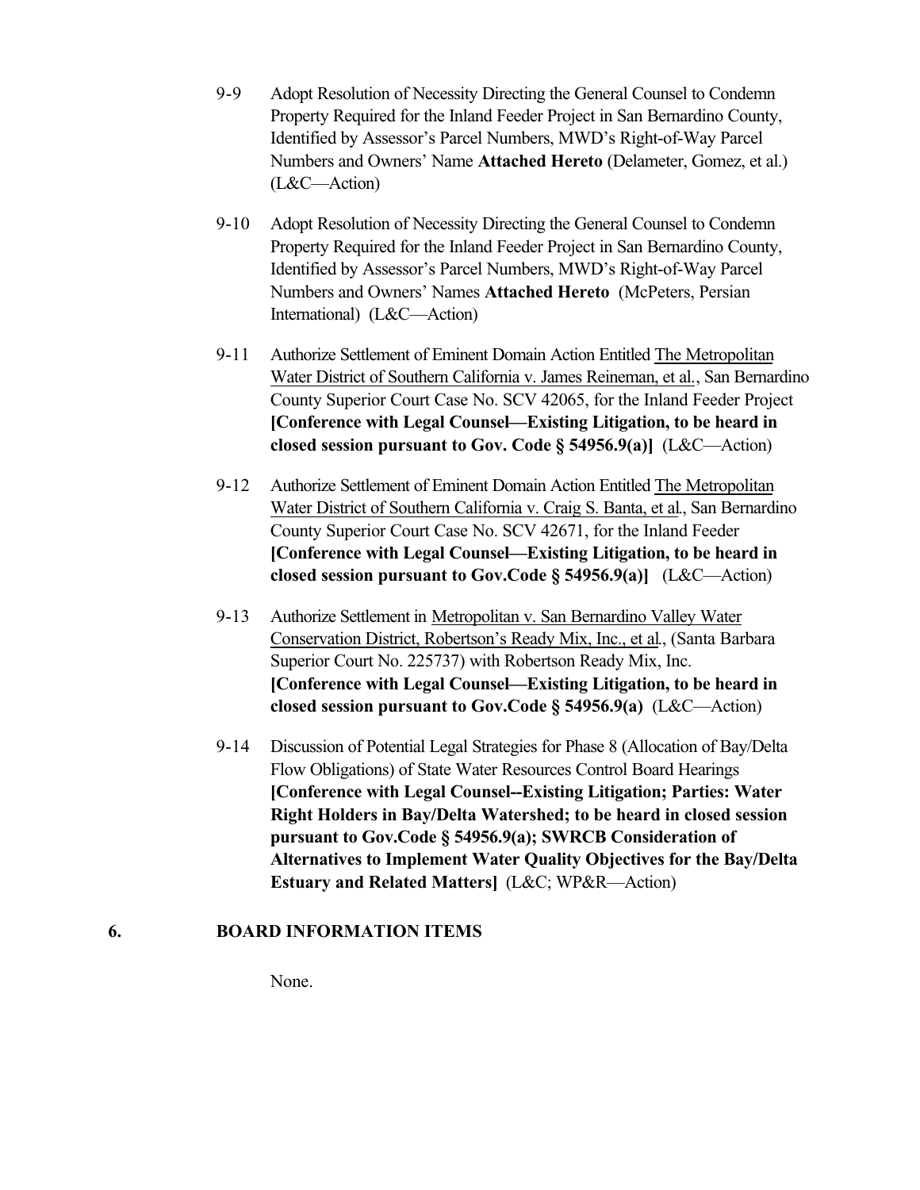9-9 Adopt Resolution of Necessity Directing the General Counsel to Condemn Property Required for the Inland Feeder Project in San Bernardino County, Identified by Assessor's Parcel Numbers, MWD's Right-of-Way Parcel Numbers and Owners' Name **Attached Hereto** (Delameter, Gomez, et al.) (L&C—Action)

9-10 Adopt Resolution of Necessity Directing the General Counsel to Condemn Property Required for the Inland Feeder Project in San Bernardino County, Identified by Assessor's Parcel Numbers, MWD's Right-of-Way Parcel Numbers and Owners' Names **Attached Hereto** (McPeters, Persian International) (L&C—Action)

9-11 Authorize Settlement of Eminent Domain Action Entitled The Metropolitan Water District of Southern California v. James Reineman, et al., San Bernardino County Superior Court Case No. SCV 42065, for the Inland Feeder Project **[Conference with Legal Counsel—Existing Litigation, to be heard in closed session pursuant to Gov. Code § 54956.9(a)]** (L&C—Action)

9-12 Authorize Settlement of Eminent Domain Action Entitled The Metropolitan Water District of Southern California v. Craig S. Banta, et al., San Bernardino County Superior Court Case No. SCV 42671, for the Inland Feeder **[Conference with Legal Counsel—Existing Litigation, to be heard in closed session pursuant to Gov.Code § 54956.9(a)]** (L&C—Action)

9-13 Authorize Settlement in Metropolitan v. San Bernardino Valley Water Conservation District, Robertson's Ready Mix, Inc., et al., (Santa Barbara Superior Court No. 225737) with Robertson Ready Mix, Inc. **[Conference with Legal Counsel—Existing Litigation, to be heard in closed session pursuant to Gov.Code § 54956.9(a)** (L&C—Action)

9-14 Discussion of Potential Legal Strategies for Phase 8 (Allocation of Bay/Delta Flow Obligations) of State Water Resources Control Board Hearings **[Conference with Legal Counsel--Existing Litigation; Parties: Water Right Holders in Bay/Delta Watershed; to be heard in closed session pursuant to Gov.Code § 54956.9(a); SWRCB Consideration of Alternatives to Implement Water Quality Objectives for the Bay/Delta Estuary and Related Matters]** (L&C; WP&R—Action)

## 6. BOARD INFORMATION ITEMS

None.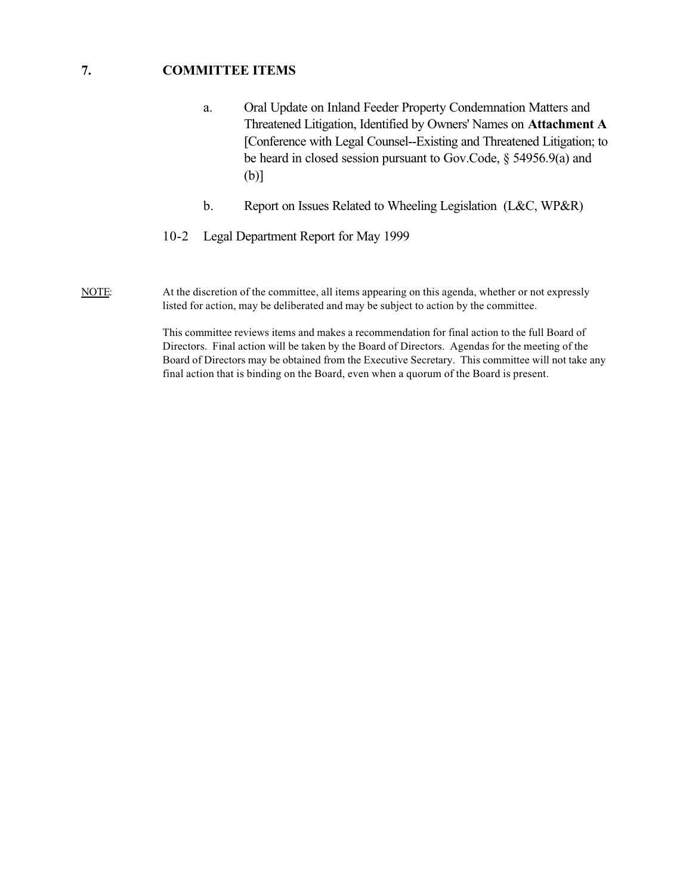## 7. COMMITTEE ITEMS

a. Oral Update on Inland Feeder Property Condemnation Matters and Threatened Litigation, Identified by Owners' Names on **Attachment A** [Conference with Legal Counsel--Existing and Threatened Litigation; to be heard in closed session pursuant to Gov.Code, § 54956.9(a) and (b)]

b. Report on Issues Related to Wheeling Legislation (L&C, WP&R)

10-2 Legal Department Report for May 1999

<u>NOTE</u>: At the discretion of the committee, all items appearing on this agenda, whether or not expressly listed for action, may be deliberated and may be subject to action by the committee.

This committee reviews items and makes a recommendation for final action to the full Board of Directors. Final action will be taken by the Board of Directors. Agendas for the meeting of the Board of Directors may be obtained from the Executive Secretary. This committee will not take any final action that is binding on the Board, even when a quorum of the Board is present.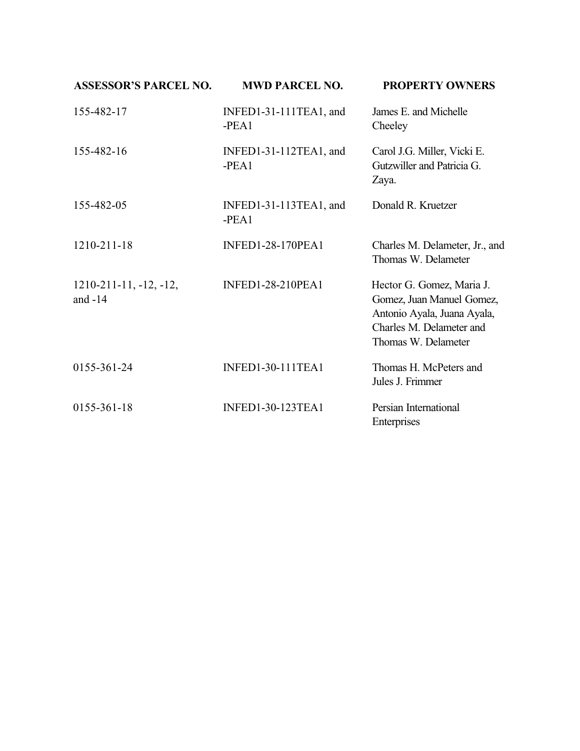| ASSESSOR'S PARCEL NO. | MWD PARCEL NO. | PROPERTY OWNERS |
| --- | --- | --- |
| 155-482-17 | INFED1-31-111TEA1, and -PEA1 | James E. and Michelle Cheeley |
| 155-482-16 | INFED1-31-112TEA1, and -PEA1 | Carol J.G. Miller, Vicki E. Gutzwiller and Patricia G. Zaya. |
| 155-482-05 | INFED1-31-113TEA1, and -PEA1 | Donald R. Kruetzer |
| 1210-211-18 | INFED1-28-170PEA1 | Charles M. Delameter, Jr., and Thomas W. Delameter |
| 1210-211-11, -12, -12, and -14 | INFED1-28-210PEA1 | Hector G. Gomez, Maria J. Gomez, Juan Manuel Gomez, Antonio Ayala, Juana Ayala, Charles M. Delameter and Thomas W. Delameter |
| 0155-361-24 | INFED1-30-111TEA1 | Thomas H. McPeters and Jules J. Frimmer |
| 0155-361-18 | INFED1-30-123TEA1 | Persian International Enterprises |